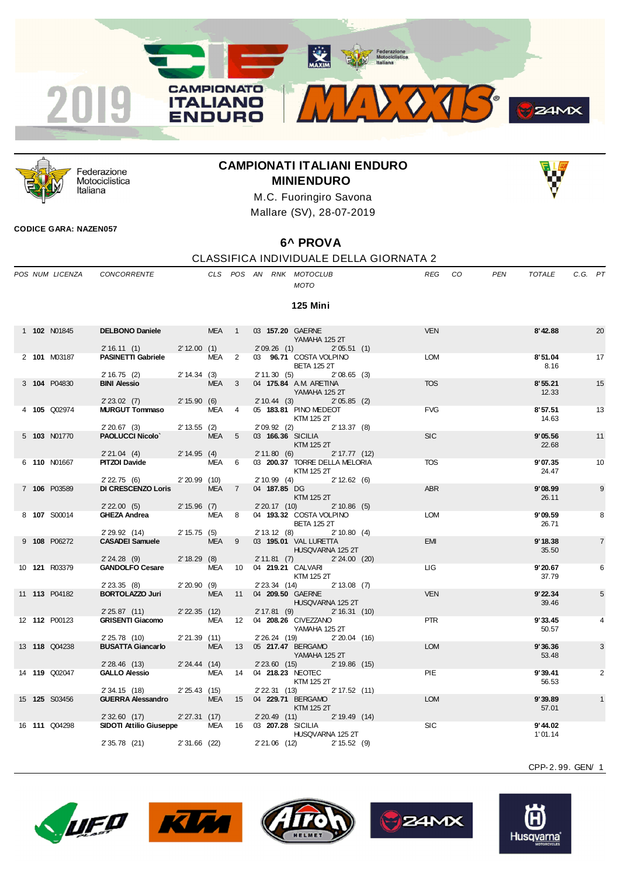# CAMPIONATI ITALIANI ENDURO
## MINIENDURO

M.C. Fuoringiro Savona
Mallare (SV), 28-07-2019

**CODICE GARA: NAZEN057**

## 6^ PROVA

### CLASSIFICA INDIVIDUALE DELLA GIORNATA 2

### 125 Mini

| POS | NUM | LICENZA | CONCORRENTE | CLS | POS | AN | RNK | MOTOCLUB / MOTO | REG | CO | PEN | TOTALE | C.G. | PT |
|---|---|---|---|---|---|---|---|---|---|---|---|---|---|---|
| 1 | **102** | N01845 | **DELBONO Daniele** | MEA | 1 | 03 | **157.20** | GAERNE / YAMAHA 125 2T | VEN | | | **8'42.88** | | 20 |
| | | | 2'16.11 (1) 2'12.00 (1) 2'09.26 (1) 2'05.51 (1) | | | | | | | | | | | |
| 2 | **101** | M03187 | **PASINETTI Gabriele** | MEA | 2 | 03 | **96.71** | COSTA VOLPINO / BETA 125 2T | LOM | | | **8'51.04** 8.16 | | 17 |
| | | | 2'16.75 (2) 2'14.34 (3) 2'11.30 (5) 2'08.65 (3) | | | | | | | | | | | |
| 3 | **104** | P04830 | **BINI Alessio** | MEA | 3 | 04 | **175.84** | A.M. ARETINA / YAMAHA 125 2T | TOS | | | **8'55.21** 12.33 | | 15 |
| | | | 2'23.02 (7) 2'15.90 (6) 2'10.44 (3) 2'05.85 (2) | | | | | | | | | | | |
| 4 | **105** | Q02974 | **MURGUT Tommaso** | MEA | 4 | 05 | **183.81** | PINO MEDEOT / KTM 125 2T | FVG | | | **8'57.51** 14.63 | | 13 |
| | | | 2'20.67 (3) 2'13.55 (2) 2'09.92 (2) 2'13.37 (8) | | | | | | | | | | | |
| 5 | **103** | N01770 | **PAOLUCCI Nicolo`** | MEA | 5 | 03 | **166.36** | SICILIA / KTM 125 2T | SIC | | | **9'05.56** 22.68 | | 11 |
| | | | 2'21.04 (4) 2'14.95 (4) 2'11.80 (6) 2'17.77 (12) | | | | | | | | | | | |
| 6 | **110** | N01667 | **PITZOI Davide** | MEA | 6 | 03 | **200.37** | TORRE DELLA MELORIA / KTM 125 2T | TOS | | | **9'07.35** 24.47 | | 10 |
| | | | 2'22.75 (6) 2'20.99 (10) 2'10.99 (4) 2'12.62 (6) | | | | | | | | | | | |
| 7 | **106** | P03589 | **DI CRESCENZO Loris** | MEA | 7 | 04 | **187.85** | DG / KTM 125 2T | ABR | | | **9'08.99** 26.11 | | 9 |
| | | | 2'22.00 (5) 2'15.96 (7) 2'20.17 (10) 2'10.86 (5) | | | | | | | | | | | |
| 8 | **107** | S00014 | **GHEZA Andrea** | MEA | 8 | 04 | **193.32** | COSTA VOLPINO / BETA 125 2T | LOM | | | **9'09.59** 26.71 | | 8 |
| | | | 2'29.92 (14) 2'15.75 (5) 2'13.12 (8) 2'10.80 (4) | | | | | | | | | | | |
| 9 | **108** | P06272 | **CASADEI Samuele** | MEA | 9 | 03 | **195.01** | VAL LURETTA / HUSQVARNA 125 2T | EMI | | | **9'18.38** 35.50 | | 7 |
| | | | 2'24.28 (9) 2'18.29 (8) 2'11.81 (7) 2'24.00 (20) | | | | | | | | | | | |
| 10 | **121** | R03379 | **GANDOLFO Cesare** | MEA | 10 | 04 | **219.21** | CALVARI / KTM 125 2T | LIG | | | **9'20.67** 37.79 | | 6 |
| | | | 2'23.35 (8) 2'20.90 (9) 2'23.34 (14) 2'13.08 (7) | | | | | | | | | | | |
| 11 | **113** | P04182 | **BORTOLAZZO Juri** | MEA | 11 | 04 | **209.50** | GAERNE / HUSQVARNA 125 2T | VEN | | | **9'22.34** 39.46 | | 5 |
| | | | 2'25.87 (11) 2'22.35 (12) 2'17.81 (9) 2'16.31 (10) | | | | | | | | | | | |
| 12 | **112** | P00123 | **GRISENTI Giacomo** | MEA | 12 | 04 | **208.26** | CIVEZZANO / YAMAHA 125 2T | PTR | | | **9'33.45** 50.57 | | 4 |
| | | | 2'25.78 (10) 2'21.39 (11) 2'26.24 (19) 2'20.04 (16) | | | | | | | | | | | |
| 13 | **118** | Q04238 | **BUSATTA Giancarlo** | MEA | 13 | 05 | **217.47** | BERGAMO / YAMAHA 125 2T | LOM | | | **9'36.36** 53.48 | | 3 |
| | | | 2'28.46 (13) 2'24.44 (14) 2'23.60 (15) 2'19.86 (15) | | | | | | | | | | | |
| 14 | **119** | Q02047 | **GALLO Alessio** | MEA | 14 | 04 | **218.23** | NEOTEC / KTM 125 2T | PIE | | | **9'39.41** 56.53 | | 2 |
| | | | 2'34.15 (18) 2'25.43 (15) 2'22.31 (13) 2'17.52 (11) | | | | | | | | | | | |
| 15 | **125** | S03456 | **GUERRA Alessandro** | MEA | 15 | 04 | **229.71** | BERGAMO / KTM 125 2T | LOM | | | **9'39.89** 57.01 | | 1 |
| | | | 2'32.60 (17) 2'27.31 (17) 2'20.49 (11) 2'19.49 (14) | | | | | | | | | | | |
| 16 | **111** | Q04298 | **SIDOTI Attilio Giuseppe** | MEA | 16 | 03 | **207.28** | SICILIA / HUSQVARNA 125 2T | SIC | | | **9'44.02** 1'01.14 | | |
| | | | 2'35.78 (21) 2'31.66 (22) 2'21.06 (12) 2'15.52 (9) | | | | | | | | | | | |

CPP-2.99. GEN/ 1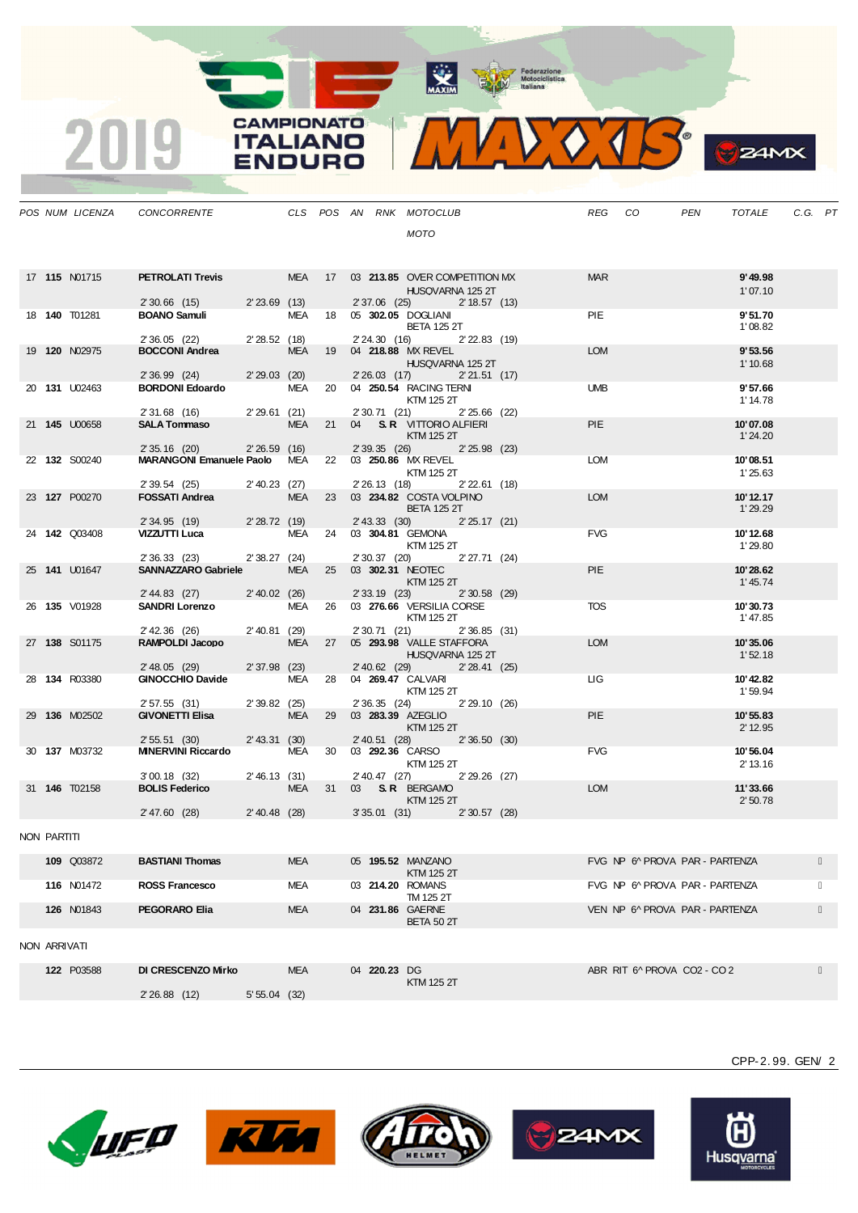| POS | NUM | LICENZA | CONCORRENTE | CLS | POS | AN | RNK | MOTOCLUB / MOTO | REG | CO | PEN | TOTALE | C.G. | PT |
|---|---|---|---|---|---|---|---|---|---|---|---|---|---|---|
| 17 | **115** | N01715 | **PETROLATI Trevis** | MEA | 17 | 03 | **213.85** | OVER COMPETITION MX HUSQVARNA 125 2T | MAR | | | **9'49.98** 1'07.10 | | |
| | | | 2'30.66 (15) 2'23.69 (13) 2'37.06 (25) 2'18.57 (13) | | | | | | | | | | | |
| 18 | **140** | T01281 | **BOANO Samuli** | MEA | 18 | 05 | **302.05** | DOGLIANI BETA 125 2T | PIE | | | **9'51.70** 1'08.82 | | |
| | | | 2'36.05 (22) 2'28.52 (18) 2'24.30 (16) 2'22.83 (19) | | | | | | | | | | | |
| 19 | **120** | N02975 | **BOCCONI Andrea** | MEA | 19 | 04 | **218.88** | MX REVEL HUSQVARNA 125 2T | LOM | | | **9'53.56** 1'10.68 | | |
| | | | 2'36.99 (24) 2'29.03 (20) 2'26.03 (17) 2'21.51 (17) | | | | | | | | | | | |
| 20 | **131** | U02463 | **BORDONI Edoardo** | MEA | 20 | 04 | **250.54** | RACING TERNI KTM 125 2T | UMB | | | **9'57.66** 1'14.78 | | |
| | | | 2'31.68 (16) 2'29.61 (21) 2'30.71 (21) 2'25.66 (22) | | | | | | | | | | | |
| 21 | **145** | U00658 | **SALA Tommaso** | MEA | 21 | 04 | **S.R** | VITTORIO ALFIERI KTM 125 2T | PIE | | | **10'07.08** 1'24.20 | | |
| | | | 2'35.16 (20) 2'26.59 (16) 2'39.35 (26) 2'25.98 (23) | | | | | | | | | | | |
| 22 | **132** | S00240 | **MARANGONI Emanuele Paolo** | MEA | 22 | 03 | **250.86** | MX REVEL KTM 125 2T | LOM | | | **10'08.51** 1'25.63 | | |
| | | | 2'39.54 (25) 2'40.23 (27) 2'26.13 (18) 2'22.61 (18) | | | | | | | | | | | |
| 23 | **127** | P00270 | **FOSSATI Andrea** | MEA | 23 | 03 | **234.82** | COSTA VOLPINO BETA 125 2T | LOM | | | **10'12.17** 1'29.29 | | |
| | | | 2'34.95 (19) 2'28.72 (19) 2'43.33 (30) 2'25.17 (21) | | | | | | | | | | | |
| 24 | **142** | Q03408 | **VIZZUTTI Luca** | MEA | 24 | 03 | **304.81** | GEMONA KTM 125 2T | FVG | | | **10'12.68** 1'29.80 | | |
| | | | 2'36.33 (23) 2'38.27 (24) 2'30.37 (20) 2'27.71 (24) | | | | | | | | | | | |
| 25 | **141** | U01647 | **SANNAZZARO Gabriele** | MEA | 25 | 03 | **302.31** | NEOTEC KTM 125 2T | PIE | | | **10'28.62** 1'45.74 | | |
| | | | 2'44.83 (27) 2'40.02 (26) 2'33.19 (23) 2'30.58 (29) | | | | | | | | | | | |
| 26 | **135** | V01928 | **SANDRI Lorenzo** | MEA | 26 | 03 | **276.66** | VERSILIA CORSE KTM 125 2T | TOS | | | **10'30.73** 1'47.85 | | |
| | | | 2'42.36 (26) 2'40.81 (29) 2'30.71 (21) 2'36.85 (31) | | | | | | | | | | | |
| 27 | **138** | S01175 | **RAMPOLDI Jacopo** | MEA | 27 | 05 | **293.98** | VALLE STAFFORA HUSQVARNA 125 2T | LOM | | | **10'35.06** 1'52.18 | | |
| | | | 2'48.05 (29) 2'37.98 (23) 2'40.62 (29) 2'28.41 (25) | | | | | | | | | | | |
| 28 | **134** | R03380 | **GINOCCHIO Davide** | MEA | 28 | 04 | **269.47** | CALVARI KTM 125 2T | LIG | | | **10'42.82** 1'59.94 | | |
| | | | 2'57.55 (31) 2'39.82 (25) 2'36.35 (24) 2'29.10 (26) | | | | | | | | | | | |
| 29 | **136** | M02502 | **GIVONETTI Elisa** | MEA | 29 | 03 | **283.39** | AZEGLIO KTM 125 2T | PIE | | | **10'55.83** 2'12.95 | | |
| | | | 2'55.51 (30) 2'43.31 (30) 2'40.51 (28) 2'36.50 (30) | | | | | | | | | | | |
| 30 | **137** | M03732 | **MINERVINI Riccardo** | MEA | 30 | 03 | **292.36** | CARSO KTM 125 2T | FVG | | | **10'56.04** 2'13.16 | | |
| | | | 3'00.18 (32) 2'46.13 (31) 2'40.47 (27) 2'29.26 (27) | | | | | | | | | | | |
| 31 | **146** | T02158 | **BOLIS Federico** | MEA | 31 | 03 | **S.R** | BERGAMO KTM 125 2T | LOM | | | **11'33.66** 2'50.78 | | |
| | | | 2'47.60 (28) 2'40.48 (28) 3'35.01 (31) 2'30.57 (28) | | | | | | | | | | | |

NON PARTITI

| POS | NUM | LICENZA | CONCORRENTE | CLS | POS | AN | RNK | MOTOCLUB / MOTO | REG | CO | PEN | TOTALE | C.G. | PT |
|---|---|---|---|---|---|---|---|---|---|---|---|---|---|---|
| | **109** | Q03872 | **BASTIANI Thomas** | MEA | | 05 | **195.52** | MANZANO KTM 125 2T | FVG | NP | 6^ PROVA PAR - PARTENZA | | | |
| | **116** | N01472 | **ROSS Francesco** | MEA | | 03 | **214.20** | ROMANS TM 125 2T | FVG | NP | 6^ PROVA PAR - PARTENZA | | | |
| | **126** | N01843 | **PEGORARO Elia** | MEA | | 04 | **231.86** | GAERNE BETA 50 2T | VEN | NP | 6^ PROVA PAR - PARTENZA | | | |

NON ARRIVATI

| POS | NUM | LICENZA | CONCORRENTE | CLS | POS | AN | RNK | MOTOCLUB / MOTO | REG | CO | PEN | TOTALE | C.G. | PT |
|---|---|---|---|---|---|---|---|---|---|---|---|---|---|---|
| | **122** | P03588 | **DI CRESCENZO Mirko** | MEA | | 04 | **220.23** | DG KTM 125 2T | ABR | RIT | 6^ PROVA CO2 - CO 2 | | | |
| | | | 2'26.88 (12) 5'55.04 (32) | | | | | | | | | | | |

CPP-2.99. GEN/ 2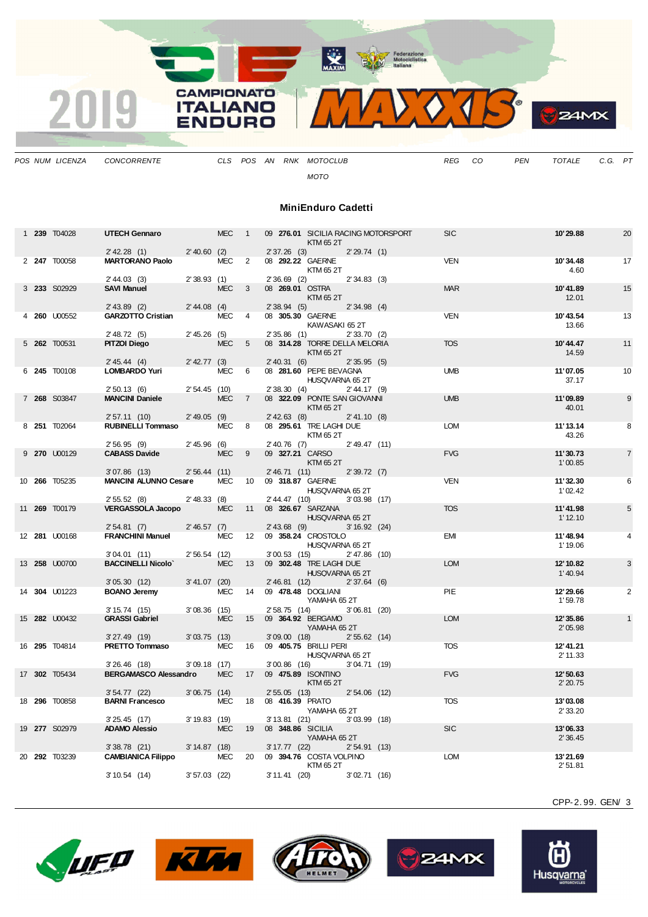# 2019 CAMPIONATO ITALIANO ENDURO

## MiniEnduro Cadetti

| POS | NUM | LICENZA | CONCORRENTE | CLS | POS | AN | RNK | MOTOCLUB / MOTO | REG | CO | PEN | TOTALE / C.G. | PT |
|---|---|---|---|---|---|---|---|---|---|---|---|---|---|
| 1 | **239** | T04028 | **UTECH Gennaro** | MEC | 1 | 09 | **276.01** | SICILIA RACING MOTORSPORT / KTM 65 2T | SIC | | | **10'29.88** | 20 |
| | | | 2'42.28 (1) | 2'40.60 (2) | | | 2'37.26 (3) | 2'29.74 (1) | | | | | |
| 2 | **247** | T00058 | **MARTORANO Paolo** | MEC | 2 | 08 | **292.22** | GAERNE / KTM 65 2T | VEN | | | **10'34.48** / 4.60 | 17 |
| | | | 2'44.03 (3) | 2'38.93 (1) | | | 2'36.69 (2) | 2'34.83 (3) | | | | | |
| 3 | **233** | S02929 | **SAVI Manuel** | MEC | 3 | 08 | **269.01** | OSTRA / KTM 65 2T | MAR | | | **10'41.89** / 12.01 | 15 |
| | | | 2'43.89 (2) | 2'44.08 (4) | | | 2'38.94 (5) | 2'34.98 (4) | | | | | |
| 4 | **260** | U00552 | **GARZOTTO Cristian** | MEC | 4 | 08 | **305.30** | GAERNE / KAWASAKI 65 2T | VEN | | | **10'43.54** / 13.66 | 13 |
| | | | 2'48.72 (5) | 2'45.26 (5) | | | 2'35.86 (1) | 2'33.70 (2) | | | | | |
| 5 | **262** | T00531 | **PITZOI Diego** | MEC | 5 | 08 | **314.28** | TORRE DELLA MELORIA / KTM 65 2T | TOS | | | **10'44.47** / 14.59 | 11 |
| | | | 2'45.44 (4) | 2'42.77 (3) | | | 2'40.31 (6) | 2'35.95 (5) | | | | | |
| 6 | **245** | T00108 | **LOMBARDO Yuri** | MEC | 6 | 08 | **281.60** | PEPE BEVAGNA / HUSQVARNA 65 2T | UMB | | | **11'07.05** / 37.17 | 10 |
| | | | 2'50.13 (6) | 2'54.45 (10) | | | 2'38.30 (4) | 2'44.17 (9) | | | | | |
| 7 | **268** | S03847 | **MANCINI Daniele** | MEC | 7 | 08 | **322.09** | PONTE SAN GIOVANNI / KTM 65 2T | UMB | | | **11'09.89** / 40.01 | 9 |
| | | | 2'57.11 (10) | 2'49.05 (9) | | | 2'42.63 (8) | 2'41.10 (8) | | | | | |
| 8 | **251** | T02064 | **RUBINELLI Tommaso** | MEC | 8 | 08 | **295.61** | TRE LAGHI DUE / KTM 65 2T | LOM | | | **11'13.14** / 43.26 | 8 |
| | | | 2'56.95 (9) | 2'45.96 (6) | | | 2'40.76 (7) | 2'49.47 (11) | | | | | |
| 9 | **270** | U00129 | **CABASS Davide** | MEC | 9 | 09 | **327.21** | CARSO / KTM 65 2T | FVG | | | **11'30.73** / 1'00.85 | 7 |
| | | | 3'07.86 (13) | 2'56.44 (11) | | | 2'46.71 (11) | 2'39.72 (7) | | | | | |
| 10 | **266** | T05235 | **MANCINI ALUNNO Cesare** | MEC | 10 | 09 | **318.87** | GAERNE / HUSQVARNA 65 2T | VEN | | | **11'32.30** / 1'02.42 | 6 |
| | | | 2'55.52 (8) | 2'48.33 (8) | | | 2'44.47 (10) | 3'03.98 (17) | | | | | |
| 11 | **269** | T00179 | **VERGASSOLA Jacopo** | MEC | 11 | 08 | **326.67** | SARZANA / HUSQVARNA 65 2T | TOS | | | **11'41.98** / 1'12.10 | 5 |
| | | | 2'54.81 (7) | 2'46.57 (7) | | | 2'43.68 (9) | 3'16.92 (24) | | | | | |
| 12 | **281** | U00168 | **FRANCHINI Manuel** | MEC | 12 | 09 | **358.24** | CROSTOLO / HUSQVARNA 65 2T | EMI | | | **11'48.94** / 1'19.06 | 4 |
| | | | 3'04.01 (11) | 2'56.54 (12) | | | 3'00.53 (15) | 2'47.86 (10) | | | | | |
| 13 | **258** | U00700 | **BACCINELLI Nicolo`** | MEC | 13 | 09 | **302.48** | TRE LAGHI DUE / HUSQVARNA 65 2T | LOM | | | **12'10.82** / 1'40.94 | 3 |
| | | | 3'05.30 (12) | 3'41.07 (20) | | | 2'46.81 (12) | 2'37.64 (6) | | | | | |
| 14 | **304** | U01223 | **BOANO Jeremy** | MEC | 14 | 09 | **478.48** | DOGLIANI / YAMAHA 65 2T | PIE | | | **12'29.66** / 1'59.78 | 2 |
| | | | 3'15.74 (15) | 3'08.36 (15) | | | 2'58.75 (14) | 3'06.81 (20) | | | | | |
| 15 | **282** | U00432 | **GRASSI Gabriel** | MEC | 15 | 09 | **364.92** | BERGAMO / YAMAHA 65 2T | LOM | | | **12'35.86** / 2'05.98 | 1 |
| | | | 3'27.49 (19) | 3'03.75 (13) | | | 3'09.00 (18) | 2'55.62 (14) | | | | | |
| 16 | **295** | T04814 | **PRETTO Tommaso** | MEC | 16 | 09 | **405.75** | BRILLI PERI / HUSQVARNA 65 2T | TOS | | | **12'41.21** / 2'11.33 | |
| | | | 3'26.46 (18) | 3'09.18 (17) | | | 3'00.86 (16) | 3'04.71 (19) | | | | | |
| 17 | **302** | T05434 | **BERGAMASCO Alessandro** | MEC | 17 | 09 | **475.89** | ISONTINO / KTM 65 2T | FVG | | | **12'50.63** / 2'20.75 | |
| | | | 3'54.77 (22) | 3'06.75 (14) | | | 2'55.05 (13) | 2'54.06 (12) | | | | | |
| 18 | **296** | T00858 | **BARNI Francesco** | MEC | 18 | 08 | **416.39** | PRATO / YAMAHA 65 2T | TOS | | | **13'03.08** / 2'33.20 | |
| | | | 3'25.45 (17) | 3'19.83 (19) | | | 3'13.81 (21) | 3'03.99 (18) | | | | | |
| 19 | **277** | S02979 | **ADAMO Alessio** | MEC | 19 | 08 | **348.86** | SICILIA / YAMAHA 65 2T | SIC | | | **13'06.33** / 2'36.45 | |
| | | | 3'38.78 (21) | 3'14.87 (18) | | | 3'17.77 (22) | 2'54.91 (13) | | | | | |
| 20 | **292** | T03239 | **CAMBIANICA Filippo** | MEC | 20 | 09 | **394.76** | COSTA VOLPINO / KTM 65 2T | LOM | | | **13'21.69** / 2'51.81 | |
| | | | 3'10.54 (14) | 3'57.03 (22) | | | 3'11.41 (20) | 3'02.71 (16) | | | | | |

CPP-2.99. GEN/ 3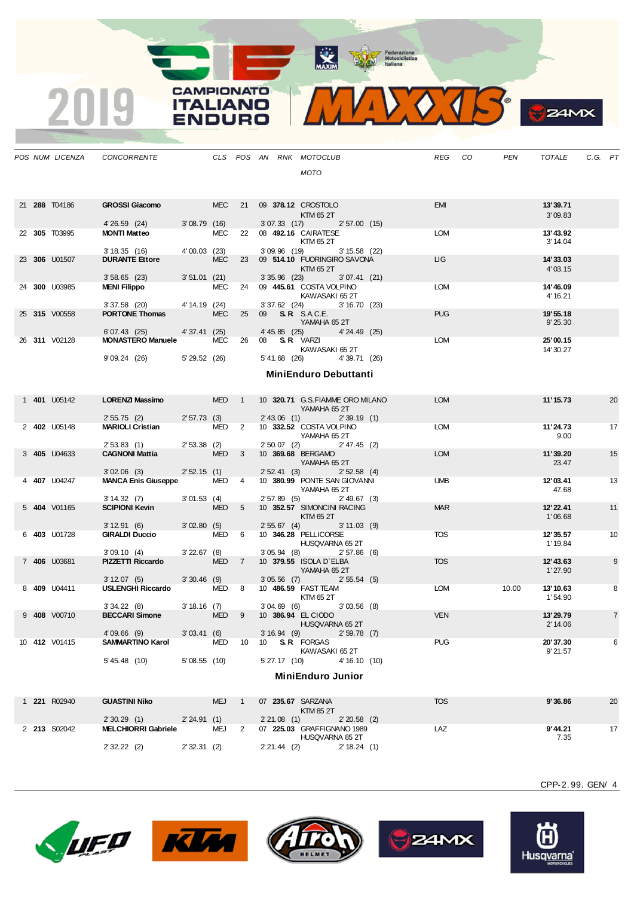| POS | NUM | LICENZA | CONCORRENTE | CLS | POS | AN | RNK | MOTOCLUB / MOTO | REG | CO | PEN | TOTALE | C.G. | PT |
|---|---|---|---|---|---|---|---|---|---|---|---|---|---|---|
| 21 | **288** | T04186 | **GROSSI Giacomo** | MEC | 21 | 09 | **378.12** | CROSTOLO / KTM 65 2T | EMI | | | **13'39.71** / 3'09.83 | | |
| | | | 4'26.59 (24) / 3'08.79 (16) / 3'07.33 (17) / 2'57.00 (15) | | | | | | | | | | | |
| 22 | **305** | T03995 | **MONTI Matteo** | MEC | 22 | 08 | **492.16** | CAIRATESE / KTM 65 2T | LOM | | | **13'43.92** / 3'14.04 | | |
| | | | 3'18.35 (16) / 4'00.03 (23) / 3'09.96 (19) / 3'15.58 (22) | | | | | | | | | | | |
| 23 | **306** | U01507 | **DURANTE Ettore** | MEC | 23 | 09 | **514.10** | FUORINGIRO SAVONA / KTM 65 2T | LIG | | | **14'33.03** / 4'03.15 | | |
| | | | 3'58.65 (23) / 3'51.01 (21) / 3'35.96 (23) / 3'07.41 (21) | | | | | | | | | | | |
| 24 | **300** | U03985 | **MENI Filippo** | MEC | 24 | 09 | **445.61** | COSTA VOLPINO / KAWASAKI 65 2T | LOM | | | **14'46.09** / 4'16.21 | | |
| | | | 3'37.58 (20) / 4'14.19 (24) / 3'37.62 (24) / 3'16.70 (23) | | | | | | | | | | | |
| 25 | **315** | V00558 | **PORTONE Thomas** | MEC | 25 | 09 | **S.R** | S.A.C.E. / YAMAHA 65 2T | PUG | | | **19'55.18** / 9'25.30 | | |
| | | | 6'07.43 (25) / 4'37.41 (25) / 4'45.85 (25) / 4'24.49 (25) | | | | | | | | | | | |
| 26 | **311** | V02128 | **MONASTERO Manuele** | MEC | 26 | 08 | **S.R** | VARZI / KAWASAKI 65 2T | LOM | | | **25'00.15** / 14'30.27 | | |
| | | | 9'09.24 (26) / 5'29.52 (26) / 5'41.68 (26) / 4'39.71 (26) | | | | | | | | | | | |

## MiniEnduro Debuttanti

| POS | NUM | LICENZA | CONCORRENTE | CLS | POS | AN | RNK | MOTOCLUB / MOTO | REG | CO | PEN | TOTALE | C.G. | PT |
|---|---|---|---|---|---|---|---|---|---|---|---|---|---|---|
| 1 | **401** | U05142 | **LORENZI Massimo** | MED | 1 | 10 | **320.71** | G.S.FIAMME ORO MILANO / YAMAHA 65 2T | LOM | | | **11'15.73** | | 20 |
| | | | 2'55.75 (2) / 2'57.73 (3) / 2'43.06 (1) / 2'39.19 (1) | | | | | | | | | | | |
| 2 | **402** | U05148 | **MARIOLI Cristian** | MED | 2 | 10 | **332.52** | COSTA VOLPINO / YAMAHA 65 2T | LOM | | | **11'24.73** / 9.00 | | 17 |
| | | | 2'53.83 (1) / 2'53.38 (2) / 2'50.07 (2) / 2'47.45 (2) | | | | | | | | | | | |
| 3 | **405** | U04633 | **CAGNONI Mattia** | MED | 3 | 10 | **369.68** | BERGAMO / YAMAHA 65 2T | LOM | | | **11'39.20** / 23.47 | | 15 |
| | | | 3'02.06 (3) / 2'52.15 (1) / 2'52.41 (3) / 2'52.58 (4) | | | | | | | | | | | |
| 4 | **407** | U04247 | **MANCA Enis Giuseppe** | MED | 4 | 10 | **380.99** | PONTE SAN GIOVANNI / YAMAHA 65 2T | UMB | | | **12'03.41** / 47.68 | | 13 |
| | | | 3'14.32 (7) / 3'01.53 (4) / 2'57.89 (5) / 2'49.67 (3) | | | | | | | | | | | |
| 5 | **404** | V01165 | **SCIPIONI Kevin** | MED | 5 | 10 | **352.57** | SIMONCINI RACING / KTM 65 2T | MAR | | | **12'22.41** / 1'06.68 | | 11 |
| | | | 3'12.91 (6) / 3'02.80 (5) / 2'55.67 (4) / 3'11.03 (9) | | | | | | | | | | | |
| 6 | **403** | U01728 | **GIRALDI Duccio** | MED | 6 | 10 | **346.28** | PELLICORSE / HUSQVARNA 65 2T | TOS | | | **12'35.57** / 1'19.84 | | 10 |
| | | | 3'09.10 (4) / 3'22.67 (8) / 3'05.94 (8) / 2'57.86 (6) | | | | | | | | | | | |
| 7 | **406** | U03681 | **PIZZETTI Riccardo** | MED | 7 | 10 | **379.55** | ISOLA D`ELBA / YAMAHA 65 2T | TOS | | | **12'43.63** / 1'27.90 | | 9 |
| | | | 3'12.07 (5) / 3'30.46 (9) / 3'05.56 (7) / 2'55.54 (5) | | | | | | | | | | | |
| 8 | **409** | U04411 | **USLENGHI Riccardo** | MED | 8 | 10 | **486.59** | FAST TEAM / KTM 65 2T | LOM | | 10.00 | **13'10.63** / 1'54.90 | | 8 |
| | | | 3'34.22 (8) / 3'18.16 (7) / 3'04.69 (6) / 3'03.56 (8) | | | | | | | | | | | |
| 9 | **408** | V00710 | **BECCARI Simone** | MED | 9 | 10 | **386.94** | EL CIODO / HUSQVARNA 65 2T | VEN | | | **13'29.79** / 2'14.06 | | 7 |
| | | | 4'09.66 (9) / 3'03.41 (6) / 3'16.94 (9) / 2'59.78 (7) | | | | | | | | | | | |
| 10 | **412** | V01415 | **SAMMARTINO Karol** | MED | 10 | 10 | **S.R** | FORGAS / KAWASAKI 65 2T | PUG | | | **20'37.30** / 9'21.57 | | 6 |
| | | | 5'45.48 (10) / 5'08.55 (10) / 5'27.17 (10) / 4'16.10 (10) | | | | | | | | | | | |

## MiniEnduro Junior

| POS | NUM | LICENZA | CONCORRENTE | CLS | POS | AN | RNK | MOTOCLUB / MOTO | REG | CO | PEN | TOTALE | C.G. | PT |
|---|---|---|---|---|---|---|---|---|---|---|---|---|---|---|
| 1 | **221** | R02940 | **GUASTINI Niko** | MEJ | 1 | 07 | **235.67** | SARZANA / KTM 85 2T | TOS | | | **9'36.86** | | 20 |
| | | | 2'30.29 (1) / 2'24.91 (1) / 2'21.08 (1) / 2'20.58 (2) | | | | | | | | | | | |
| 2 | **213** | S02042 | **MELCHIORRI Gabriele** | MEJ | 2 | 07 | **225.03** | GRAFFIGNANO 1989 / HUSQVARNA 85 2T | LAZ | | | **9'44.21** / 7.35 | | 17 |
| | | | 2'32.22 (2) / 2'32.31 (2) / 2'21.44 (2) / 2'18.24 (1) | | | | | | | | | | | |

CPP-2.99. GEN/ 4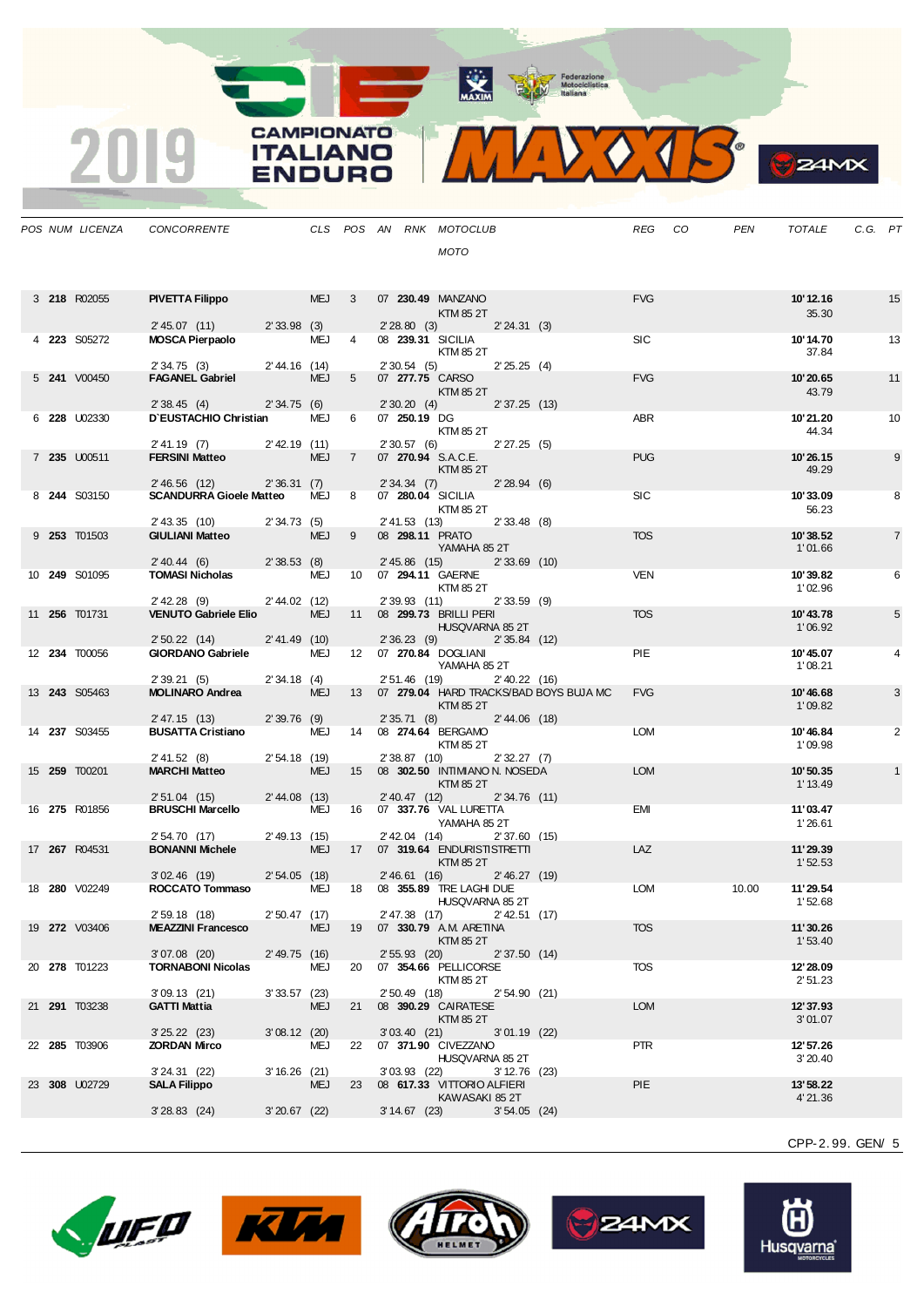| POS | NUM | LICENZA | CONCORRENTE | CLS | POS | AN | RNK | MOTOCLUB / MOTO | REG | CO | PEN | TOTALE | C.G. | PT |
|---|---|---|---|---|---|---|---|---|---|---|---|---|---|---|
| 3 | **218** | R02055 | **PIVETTA Filippo** | MEJ | 3 | 07 | **230.49** | MANZANO / KTM 85 2T | FVG | | | **10'12.16** / 35.30 | | 15 |
| | | | 2'45.07 (11) — 2'33.98 (3) — 2'28.80 (3) — 2'24.31 (3) | | | | | | | | | | | |
| 4 | **223** | S05272 | **MOSCA Pierpaolo** | MEJ | 4 | 08 | **239.31** | SICILIA / KTM 85 2T | SIC | | | **10'14.70** / 37.84 | | 13 |
| | | | 2'34.75 (3) — 2'44.16 (14) — 2'30.54 (5) — 2'25.25 (4) | | | | | | | | | | | |
| 5 | **241** | V00450 | **FAGANEL Gabriel** | MEJ | 5 | 07 | **277.75** | CARSO / KTM 85 2T | FVG | | | **10'20.65** / 43.79 | | 11 |
| | | | 2'38.45 (4) — 2'34.75 (6) — 2'30.20 (4) — 2'37.25 (13) | | | | | | | | | | | |
| 6 | **228** | U02330 | **D'EUSTACHIO Christian** | MEJ | 6 | 07 | **250.19** | DG / KTM 85 2T | ABR | | | **10'21.20** / 44.34 | | 10 |
| | | | 2'41.19 (7) — 2'42.19 (11) — 2'30.57 (6) — 2'27.25 (5) | | | | | | | | | | | |
| 7 | **235** | U00511 | **FERSINI Matteo** | MEJ | 7 | 07 | **270.94** | S.A.C.E. / KTM 85 2T | PUG | | | **10'26.15** / 49.29 | | 9 |
| | | | 2'46.56 (12) — 2'36.31 (7) — 2'34.34 (7) — 2'28.94 (6) | | | | | | | | | | | |
| 8 | **244** | S03150 | **SCANDURRA Gioele Matteo** | MEJ | 8 | 07 | **280.04** | SICILIA / KTM 85 2T | SIC | | | **10'33.09** / 56.23 | | 8 |
| | | | 2'43.35 (10) — 2'34.73 (5) — 2'41.53 (13) — 2'33.48 (8) | | | | | | | | | | | |
| 9 | **253** | T01503 | **GIULIANI Matteo** | MEJ | 9 | 08 | **298.11** | PRATO / YAMAHA 85 2T | TOS | | | **10'38.52** / 1'01.66 | | 7 |
| | | | 2'40.44 (6) — 2'38.53 (8) — 2'45.86 (15) — 2'33.69 (10) | | | | | | | | | | | |
| 10 | **249** | S01095 | **TOMASI Nicholas** | MEJ | 10 | 07 | **294.11** | GAERNE / KTM 85 2T | VEN | | | **10'39.82** / 1'02.96 | | 6 |
| | | | 2'42.28 (9) — 2'44.02 (12) — 2'39.93 (11) — 2'33.59 (9) | | | | | | | | | | | |
| 11 | **256** | T01731 | **VENUTO Gabriele Elio** | MEJ | 11 | 08 | **299.73** | BRILLI PERI / HUSQVARNA 85 2T | TOS | | | **10'43.78** / 1'06.92 | | 5 |
| | | | 2'50.22 (14) — 2'41.49 (10) — 2'36.23 (9) — 2'35.84 (12) | | | | | | | | | | | |
| 12 | **234** | T00056 | **GIORDANO Gabriele** | MEJ | 12 | 07 | **270.84** | DOGLIANI / YAMAHA 85 2T | PIE | | | **10'45.07** / 1'08.21 | | 4 |
| | | | 2'39.21 (5) — 2'34.18 (4) — 2'51.46 (19) — 2'40.22 (16) | | | | | | | | | | | |
| 13 | **243** | S05463 | **MOLINARO Andrea** | MEJ | 13 | 07 | **279.04** | HARD TRACKS/BAD BOYS BUJA MC / KTM 85 2T | FVG | | | **10'46.68** / 1'09.82 | | 3 |
| | | | 2'47.15 (13) — 2'39.76 (9) — 2'35.71 (8) — 2'44.06 (18) | | | | | | | | | | | |
| 14 | **237** | S03455 | **BUSATTA Cristiano** | MEJ | 14 | 08 | **274.64** | BERGAMO / KTM 85 2T | LOM | | | **10'46.84** / 1'09.98 | | 2 |
| | | | 2'41.52 (8) — 2'54.18 (19) — 2'38.87 (10) — 2'32.27 (7) | | | | | | | | | | | |
| 15 | **259** | T00201 | **MARCHI Matteo** | MEJ | 15 | 08 | **302.50** | INTIMIANO N. NOSEDA / KTM 85 2T | LOM | | | **10'50.35** / 1'13.49 | | 1 |
| | | | 2'51.04 (15) — 2'44.08 (13) — 2'40.47 (12) — 2'34.76 (11) | | | | | | | | | | | |
| 16 | **275** | R01856 | **BRUSCHI Marcello** | MEJ | 16 | 07 | **337.76** | VAL LURETTA / YAMAHA 85 2T | EMI | | | **11'03.47** / 1'26.61 | | |
| | | | 2'54.70 (17) — 2'49.13 (15) — 2'42.04 (14) — 2'37.60 (15) | | | | | | | | | | | |
| 17 | **267** | R04531 | **BONANNI Michele** | MEJ | 17 | 07 | **319.64** | ENDURISTISTRETTI / KTM 85 2T | LAZ | | | **11'29.39** / 1'52.53 | | |
| | | | 3'02.46 (19) — 2'54.05 (18) — 2'46.61 (16) — 2'46.27 (19) | | | | | | | | | | | |
| 18 | **280** | V02249 | **ROCCATO Tommaso** | MEJ | 18 | 08 | **355.89** | TRE LAGHI DUE / HUSQVARNA 85 2T | LOM | | 10.00 | **11'29.54** / 1'52.68 | | |
| | | | 2'59.18 (18) — 2'50.47 (17) — 2'47.38 (17) — 2'42.51 (17) | | | | | | | | | | | |
| 19 | **272** | V03406 | **MEAZZINI Francesco** | MEJ | 19 | 07 | **330.79** | A.M. ARETINA / KTM 85 2T | TOS | | | **11'30.26** / 1'53.40 | | |
| | | | 3'07.08 (20) — 2'49.75 (16) — 2'55.93 (20) — 2'37.50 (14) | | | | | | | | | | | |
| 20 | **278** | T01223 | **TORNABONI Nicolas** | MEJ | 20 | 07 | **354.66** | PELLICORSE / KTM 85 2T | TOS | | | **12'28.09** / 2'51.23 | | |
| | | | 3'09.13 (21) — 3'33.57 (23) — 2'50.49 (18) — 2'54.90 (21) | | | | | | | | | | | |
| 21 | **291** | T03238 | **GATTI Mattia** | MEJ | 21 | 08 | **390.29** | CAIRATESE / KTM 85 2T | LOM | | | **12'37.93** / 3'01.07 | | |
| | | | 3'25.22 (23) — 3'08.12 (20) — 3'03.40 (21) — 3'01.19 (22) | | | | | | | | | | | |
| 22 | **285** | T03906 | **ZORDAN Mirco** | MEJ | 22 | 07 | **371.90** | CIVEZZANO / HUSQVARNA 85 2T | PTR | | | **12'57.26** / 3'20.40 | | |
| | | | 3'24.31 (22) — 3'16.26 (21) — 3'03.93 (22) — 3'12.76 (23) | | | | | | | | | | | |
| 23 | **308** | U02729 | **SALA Filippo** | MEJ | 23 | 08 | **617.33** | VITTORIO ALFIERI / KAWASAKI 85 2T | PIE | | | **13'58.22** / 4'21.36 | | |
| | | | 3'28.83 (24) — 3'20.67 (22) — 3'14.67 (23) — 3'54.05 (24) | | | | | | | | | | | |

CPP-2.99. GEN/ 5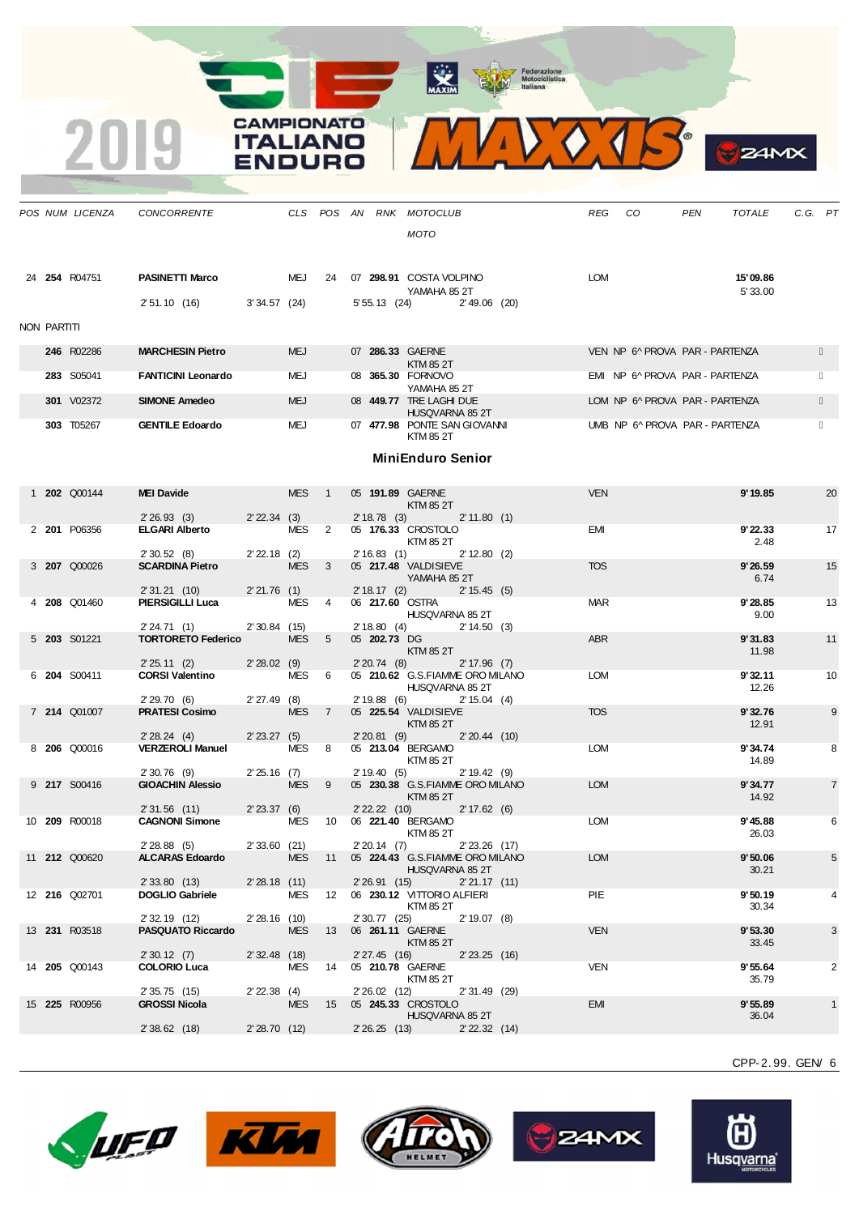| POS | NUM | LICENZA | CONCORRENTE | CLS | POS | AN | RNK | MOTOCLUB / MOTO | REG | CO | PEN | TOTALE | C.G. | PT |
|---|---|---|---|---|---|---|---|---|---|---|---|---|---|---|
| 24 | **254** | R04751 | **PASINETTI Marco** | MEJ | 24 | 07 | **298.91** | COSTA VOLPINO / YAMAHA 85 2T | LOM | | | **15'09.86** / 5'33.00 | | |
| | | | 2'51.10 (16) | 3'34.57 (24) | | | 5'55.13 (24) | 2'49.06 (20) | | | | | | |

NON PARTITI

| NUM | LICENZA | CONCORRENTE | CLS | AN | RNK | MOTOCLUB / MOTO | REG | CO | NOTE |
|---|---|---|---|---|---|---|---|---|---|
| **246** | R02286 | **MARCHESIN Pietro** | MEJ | 07 | **286.33** | GAERNE / KTM 85 2T | VEN | NP | 6^ PROVA PAR - PARTENZA |
| **283** | S05041 | **FANTICINI Leonardo** | MEJ | 08 | **365.30** | FORNOVO / YAMAHA 85 2T | EMI | NP | 6^ PROVA PAR - PARTENZA |
| **301** | V02372 | **SIMONE Amedeo** | MEJ | 08 | **449.77** | TRE LAGHI DUE / HUSQVARNA 85 2T | LOM | NP | 6^ PROVA PAR - PARTENZA |
| **303** | T05267 | **GENTILE Edoardo** | MEJ | 07 | **477.98** | PONTE SAN GIOVANNI / KTM 85 2T | UMB | NP | 6^ PROVA PAR - PARTENZA |

## MiniEnduro Senior

| POS | NUM | LICENZA | CONCORRENTE | CLS | POS | AN | RNK | MOTOCLUB / MOTO | REG | CO | PEN | TOTALE | C.G. | PT |
|---|---|---|---|---|---|---|---|---|---|---|---|---|---|---|
| 1 | **202** | Q00144 | **MEI Davide** | MES | 1 | 05 | **191.89** | GAERNE / KTM 85 2T | VEN | | | **9'19.85** | | 20 |
| | | | 2'26.93 (3) | 2'22.34 (3) | | | 2'18.78 (3) | 2'11.80 (1) | | | | | | |
| 2 | **201** | P06356 | **ELGARI Alberto** | MES | 2 | 05 | **176.33** | CROSTOLO / KTM 85 2T | EMI | | | **9'22.33** / 2.48 | | 17 |
| | | | 2'30.52 (8) | 2'22.18 (2) | | | 2'16.83 (1) | 2'12.80 (2) | | | | | | |
| 3 | **207** | Q00026 | **SCARDINA Pietro** | MES | 3 | 05 | **217.48** | VALDISIEVE / YAMAHA 85 2T | TOS | | | **9'26.59** / 6.74 | | 15 |
| | | | 2'31.21 (10) | 2'21.76 (1) | | | 2'18.17 (2) | 2'15.45 (5) | | | | | | |
| 4 | **208** | Q01460 | **PIERSIGILLI Luca** | MES | 4 | 06 | **217.60** | OSTRA / HUSQVARNA 85 2T | MAR | | | **9'28.85** / 9.00 | | 13 |
| | | | 2'24.71 (1) | 2'30.84 (15) | | | 2'18.80 (4) | 2'14.50 (3) | | | | | | |
| 5 | **203** | S01221 | **TORTORETO Federico** | MES | 5 | 05 | **202.73** | DG / KTM 85 2T | ABR | | | **9'31.83** / 11.98 | | 11 |
| | | | 2'25.11 (2) | 2'28.02 (9) | | | 2'20.74 (8) | 2'17.96 (7) | | | | | | |
| 6 | **204** | S00411 | **CORSI Valentino** | MES | 6 | 05 | **210.62** | G.S.FIAMME ORO MILANO / HUSQVARNA 85 2T | LOM | | | **9'32.11** / 12.26 | | 10 |
| | | | 2'29.70 (6) | 2'27.49 (8) | | | 2'19.88 (6) | 2'15.04 (4) | | | | | | |
| 7 | **214** | Q01007 | **PRATESI Cosimo** | MES | 7 | 05 | **225.54** | VALDISIEVE / KTM 85 2T | TOS | | | **9'32.76** / 12.91 | | 9 |
| | | | 2'28.24 (4) | 2'23.27 (5) | | | 2'20.81 (9) | 2'20.44 (10) | | | | | | |
| 8 | **206** | Q00016 | **VERZEROLI Manuel** | MES | 8 | 05 | **213.04** | BERGAMO / KTM 85 2T | LOM | | | **9'34.74** / 14.89 | | 8 |
| | | | 2'30.76 (9) | 2'25.16 (7) | | | 2'19.40 (5) | 2'19.42 (9) | | | | | | |
| 9 | **217** | S00416 | **GIOACHIN Alessio** | MES | 9 | 05 | **230.38** | G.S.FIAMME ORO MILANO / KTM 85 2T | LOM | | | **9'34.77** / 14.92 | | 7 |
| | | | 2'31.56 (11) | 2'23.37 (6) | | | 2'22.22 (10) | 2'17.62 (6) | | | | | | |
| 10 | **209** | R00018 | **CAGNONI Simone** | MES | 10 | 06 | **221.40** | BERGAMO / KTM 85 2T | LOM | | | **9'45.88** / 26.03 | | 6 |
| | | | 2'28.88 (5) | 2'33.60 (21) | | | 2'20.14 (7) | 2'23.26 (17) | | | | | | |
| 11 | **212** | Q00620 | **ALCARAS Edoardo** | MES | 11 | 05 | **224.43** | G.S.FIAMME ORO MILANO / HUSQVARNA 85 2T | LOM | | | **9'50.06** / 30.21 | | 5 |
| | | | 2'33.80 (13) | 2'28.18 (11) | | | 2'26.91 (15) | 2'21.17 (11) | | | | | | |
| 12 | **216** | Q02701 | **DOGLIO Gabriele** | MES | 12 | 06 | **230.12** | VITTORIO ALFIERI / KTM 85 2T | PIE | | | **9'50.19** / 30.34 | | 4 |
| | | | 2'32.19 (12) | 2'28.16 (10) | | | 2'30.77 (25) | 2'19.07 (8) | | | | | | |
| 13 | **231** | R03518 | **PASQUATO Riccardo** | MES | 13 | 06 | **261.11** | GAERNE / KTM 85 2T | VEN | | | **9'53.30** / 33.45 | | 3 |
| | | | 2'30.12 (7) | 2'32.48 (18) | | | 2'27.45 (16) | 2'23.25 (16) | | | | | | |
| 14 | **205** | Q00143 | **COLORIO Luca** | MES | 14 | 05 | **210.78** | GAERNE / KTM 85 2T | VEN | | | **9'55.64** / 35.79 | | 2 |
| | | | 2'35.75 (15) | 2'22.38 (4) | | | 2'26.02 (12) | 2'31.49 (29) | | | | | | |
| 15 | **225** | R00956 | **GROSSI Nicola** | MES | 15 | 05 | **245.33** | CROSTOLO / HUSQVARNA 85 2T | EMI | | | **9'55.89** / 36.04 | | 1 |
| | | | 2'38.62 (18) | 2'28.70 (12) | | | 2'26.25 (13) | 2'22.32 (14) | | | | | | |

CPP-2.99. GEN/ 6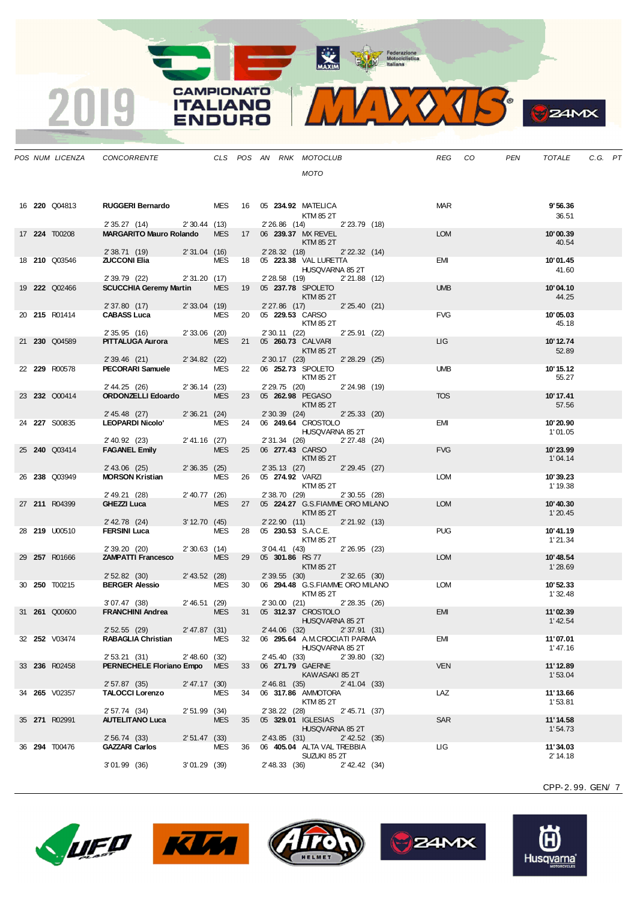| POS | NUM | LICENZA | CONCORRENTE | CLS | POS | AN | RNK | MOTOCLUB / MOTO | REG | CO | PEN | TOTALE | C.G. | PT |
|---|---|---|---|---|---|---|---|---|---|---|---|---|---|---|
| 16 | **220** | Q04813 | **RUGGERI Bernardo** | MES | 16 | 05 | **234.92** | MATELICA / KTM 85 2T | MAR | | | **9'56.36** / 36.51 | | |
| | | | 2'35.27 (14) 2'30.44 (13) | | | | | 2'26.86 (14) 2'23.79 (18) | | | | | | |
| 17 | **224** | T00208 | **MARGARITO Mauro Rolando** | MES | 17 | 06 | **239.37** | MX REVEL / KTM 85 2T | LOM | | | **10'00.39** / 40.54 | | |
| | | | 2'38.71 (19) 2'31.04 (16) | | | | | 2'28.32 (18) 2'22.32 (14) | | | | | | |
| 18 | **210** | Q03546 | **ZUCCONI Elia** | MES | 18 | 05 | **223.38** | VAL LURETTA / HUSQVARNA 85 2T | EMI | | | **10'01.45** / 41.60 | | |
| | | | 2'39.79 (22) 2'31.20 (17) | | | | | 2'28.58 (19) 2'21.88 (12) | | | | | | |
| 19 | **222** | Q02466 | **SCUCCHIA Geremy Martin** | MES | 19 | 05 | **237.78** | SPOLETO / KTM 85 2T | UMB | | | **10'04.10** / 44.25 | | |
| | | | 2'37.80 (17) 2'33.04 (19) | | | | | 2'27.86 (17) 2'25.40 (21) | | | | | | |
| 20 | **215** | R01414 | **CABASS Luca** | MES | 20 | 05 | **229.53** | CARSO / KTM 85 2T | FVG | | | **10'05.03** / 45.18 | | |
| | | | 2'35.95 (16) 2'33.06 (20) | | | | | 2'30.11 (22) 2'25.91 (22) | | | | | | |
| 21 | **230** | Q04589 | **PITTALUGA Aurora** | MES | 21 | 05 | **260.73** | CALVARI / KTM 85 2T | LIG | | | **10'12.74** / 52.89 | | |
| | | | 2'39.46 (21) 2'34.82 (22) | | | | | 2'30.17 (23) 2'28.29 (25) | | | | | | |
| 22 | **229** | R00578 | **PECORARI Samuele** | MES | 22 | 06 | **252.73** | SPOLETO / KTM 85 2T | UMB | | | **10'15.12** / 55.27 | | |
| | | | 2'44.25 (26) 2'36.14 (23) | | | | | 2'29.75 (20) 2'24.98 (19) | | | | | | |
| 23 | **232** | Q00414 | **ORDONZELLI Edoardo** | MES | 23 | 05 | **262.98** | PEGASO / KTM 85 2T | TOS | | | **10'17.41** / 57.56 | | |
| | | | 2'45.48 (27) 2'36.21 (24) | | | | | 2'30.39 (24) 2'25.33 (20) | | | | | | |
| 24 | **227** | S00835 | **LEOPARDI Nicolo'** | MES | 24 | 06 | **249.64** | CROSTOLO / HUSQVARNA 85 2T | EMI | | | **10'20.90** / 1'01.05 | | |
| | | | 2'40.92 (23) 2'41.16 (27) | | | | | 2'31.34 (26) 2'27.48 (24) | | | | | | |
| 25 | **240** | Q03414 | **FAGANEL Emily** | MES | 25 | 06 | **277.43** | CARSO / KTM 85 2T | FVG | | | **10'23.99** / 1'04.14 | | |
| | | | 2'43.06 (25) 2'36.35 (25) | | | | | 2'35.13 (27) 2'29.45 (27) | | | | | | |
| 26 | **238** | Q03949 | **MORSON Kristian** | MES | 26 | 05 | **274.92** | VARZI / KTM 85 2T | LOM | | | **10'39.23** / 1'19.38 | | |
| | | | 2'49.21 (28) 2'40.77 (26) | | | | | 2'38.70 (29) 2'30.55 (28) | | | | | | |
| 27 | **211** | R04399 | **GHEZZI Luca** | MES | 27 | 05 | **224.27** | G.S.FIAMME ORO MILANO / KTM 85 2T | LOM | | | **10'40.30** / 1'20.45 | | |
| | | | 2'42.78 (24) 3'12.70 (45) | | | | | 2'22.90 (11) 2'21.92 (13) | | | | | | |
| 28 | **219** | U00510 | **FERSINI Luca** | MES | 28 | 05 | **230.53** | S.A.C.E. / KTM 85 2T | PUG | | | **10'41.19** / 1'21.34 | | |
| | | | 2'39.20 (20) 2'30.63 (14) | | | | | 3'04.41 (43) 2'26.95 (23) | | | | | | |
| 29 | **257** | R01666 | **ZAMPATTI Francesco** | MES | 29 | 05 | **301.86** | RS 77 / KTM 85 2T | LOM | | | **10'48.54** / 1'28.69 | | |
| | | | 2'52.82 (30) 2'43.52 (28) | | | | | 2'39.55 (30) 2'32.65 (30) | | | | | | |
| 30 | **250** | T00215 | **BERGER Alessio** | MES | 30 | 06 | **294.48** | G.S.FIAMME ORO MILANO / KTM 85 2T | LOM | | | **10'52.33** / 1'32.48 | | |
| | | | 3'07.47 (38) 2'46.51 (29) | | | | | 2'30.00 (21) 2'28.35 (26) | | | | | | |
| 31 | **261** | Q00600 | **FRANCHINI Andrea** | MES | 31 | 05 | **312.37** | CROSTOLO / HUSQVARNA 85 2T | EMI | | | **11'02.39** / 1'42.54 | | |
| | | | 2'52.55 (29) 2'47.87 (31) | | | | | 2'44.06 (32) 2'37.91 (31) | | | | | | |
| 32 | **252** | V03474 | **RABAGLIA Christian** | MES | 32 | 06 | **295.64** | A.M.CROCIATI PARMA / HUSQVARNA 85 2T | EMI | | | **11'07.01** / 1'47.16 | | |
| | | | 2'53.21 (31) 2'48.60 (32) | | | | | 2'45.40 (33) 2'39.80 (32) | | | | | | |
| 33 | **236** | R02458 | **PERNECHELE Floriano Empo** | MES | 33 | 06 | **271.79** | GAERNE / KAWASAKI 85 2T | VEN | | | **11'12.89** / 1'53.04 | | |
| | | | 2'57.87 (35) 2'47.17 (30) | | | | | 2'46.81 (35) 2'41.04 (33) | | | | | | |
| 34 | **265** | V02357 | **TALOCCI Lorenzo** | MES | 34 | 06 | **317.86** | AMMOTORA / KTM 85 2T | LAZ | | | **11'13.66** / 1'53.81 | | |
| | | | 2'57.74 (34) 2'51.99 (34) | | | | | 2'38.22 (28) 2'45.71 (37) | | | | | | |
| 35 | **271** | R02991 | **AUTELITANO Luca** | MES | 35 | 05 | **329.01** | IGLESIAS / HUSQVARNA 85 2T | SAR | | | **11'14.58** / 1'54.73 | | |
| | | | 2'56.74 (33) 2'51.47 (33) | | | | | 2'43.85 (31) 2'42.52 (35) | | | | | | |
| 36 | **294** | T00476 | **GAZZARI Carlos** | MES | 36 | 06 | **405.04** | ALTA VAL TREBBIA / SUZUKI 85 2T | LIG | | | **11'34.03** / 2'14.18 | | |
| | | | 3'01.99 (36) 3'01.29 (39) | | | | | 2'48.33 (36) 2'42.42 (34) | | | | | | |

CPP-2.99. GEN/ 7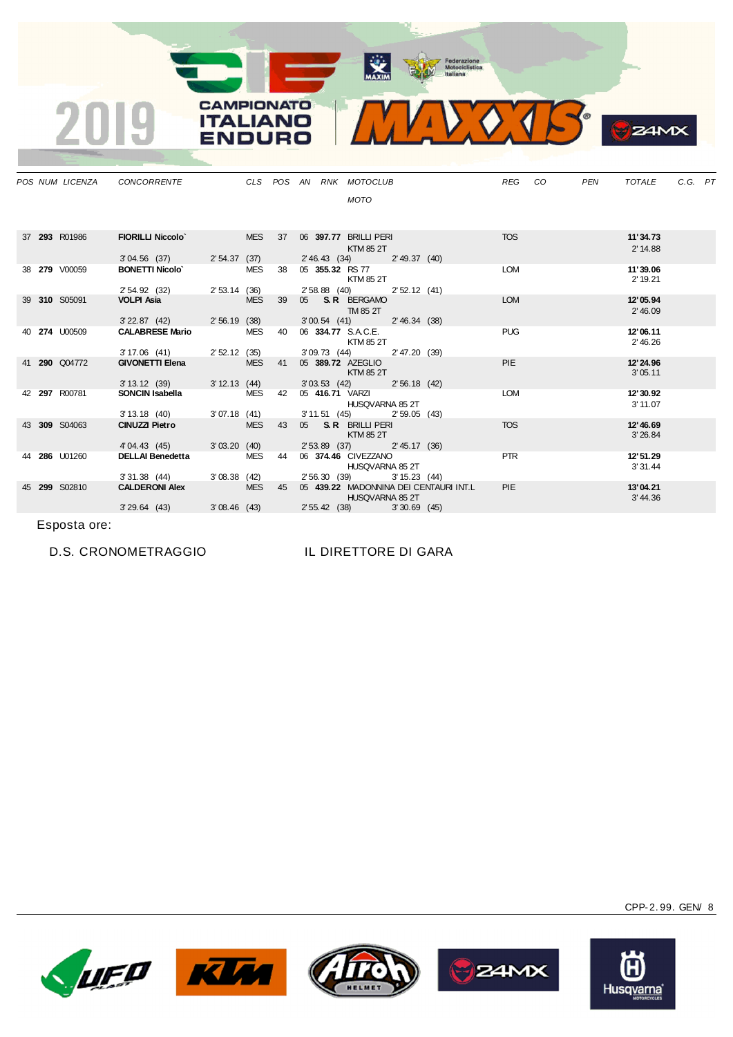| POS | NUM | LICENZA | CONCORRENTE | CLS | POS | AN | RNK | MOTOCLUB / MOTO | REG | CO | PEN | TOTALE | C.G. | PT |
|---|---|---|---|---|---|---|---|---|---|---|---|---|---|---|
| 37 | **293** | R01986 | **FIORILLI Niccolo`** | MES | 37 | 06 | **397.77** | BRILLI PERI / KTM 85 2T | TOS | | | **11'34.73** / 2'14.88 | | |
| | | | 3'04.56 (37) / 2'54.37 (37) / 2'46.43 (34) / 2'49.37 (40) | | | | | | | | | | | |
| 38 | **279** | V00059 | **BONETTI Nicolo`** | MES | 38 | 05 | **355.32** | RS 77 / KTM 85 2T | LOM | | | **11'39.06** / 2'19.21 | | |
| | | | 2'54.92 (32) / 2'53.14 (36) / 2'58.88 (40) / 2'52.12 (41) | | | | | | | | | | | |
| 39 | **310** | S05091 | **VOLPI Asia** | MES | 39 | 05 | **S.R** | BERGAMO / TM 85 2T | LOM | | | **12'05.94** / 2'46.09 | | |
| | | | 3'22.87 (42) / 2'56.19 (38) / 3'00.54 (41) / 2'46.34 (38) | | | | | | | | | | | |
| 40 | **274** | U00509 | **CALABRESE Mario** | MES | 40 | 06 | **334.77** | S.A.C.E. / KTM 85 2T | PUG | | | **12'06.11** / 2'46.26 | | |
| | | | 3'17.06 (41) / 2'52.12 (35) / 3'09.73 (44) / 2'47.20 (39) | | | | | | | | | | | |
| 41 | **290** | Q04772 | **GIVONETTI Elena** | MES | 41 | 05 | **389.72** | AZEGLIO / KTM 85 2T | PIE | | | **12'24.96** / 3'05.11 | | |
| | | | 3'13.12 (39) / 3'12.13 (44) / 3'03.53 (42) / 2'56.18 (42) | | | | | | | | | | | |
| 42 | **297** | R00781 | **SONCIN Isabella** | MES | 42 | 05 | **416.71** | VARZI / HUSQVARNA 85 2T | LOM | | | **12'30.92** / 3'11.07 | | |
| | | | 3'13.18 (40) / 3'07.18 (41) / 3'11.51 (45) / 2'59.05 (43) | | | | | | | | | | | |
| 43 | **309** | S04063 | **CINUZZI Pietro** | MES | 43 | 05 | **S.R** | BRILLI PERI / KTM 85 2T | TOS | | | **12'46.69** / 3'26.84 | | |
| | | | 4'04.43 (45) / 3'03.20 (40) / 2'53.89 (37) / 2'45.17 (36) | | | | | | | | | | | |
| 44 | **286** | U01260 | **DELLAI Benedetta** | MES | 44 | 06 | **374.46** | CIVEZZANO / HUSQVARNA 85 2T | PTR | | | **12'51.29** / 3'31.44 | | |
| | | | 3'31.38 (44) / 3'08.38 (42) / 2'56.30 (39) / 3'15.23 (44) | | | | | | | | | | | |
| 45 | **299** | S02810 | **CALDERONI Alex** | MES | 45 | 05 | **439.22** | MADONNINA DEI CENTAURI INT.L / HUSQVARNA 85 2T | PIE | | | **13'04.21** / 3'44.36 | | |
| | | | 3'29.64 (43) / 3'08.46 (43) / 2'55.42 (38) / 3'30.69 (45) | | | | | | | | | | | |

Esposta ore:

D.S. CRONOMETRAGGIO

IL DIRETTORE DI GARA

CPP-2.99. GEN/ 8